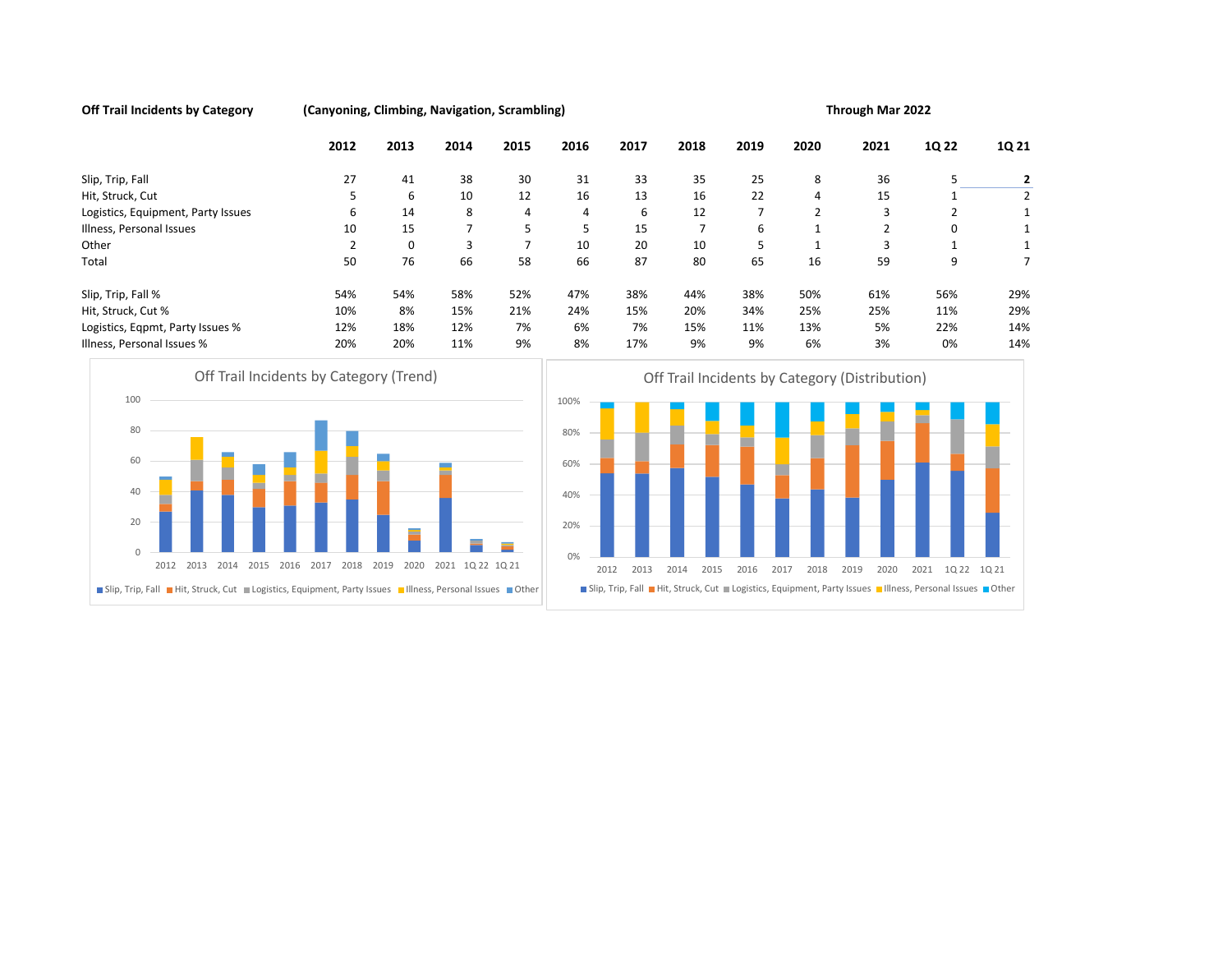**Off Trail Incidents by Category** **(Canyoning, Climbing, Navigation, Scrambling)** **Through Mar 2022**

| | 2012 | 2013 | 2014 | 2015 | 2016 | 2017 | 2018 | 2019 | 2020 | 2021 | 1Q 22 | 1Q 21 |
|---|---|---|---|---|---|---|---|---|---|---|---|---|
| Slip, Trip, Fall | 27 | 41 | 38 | 30 | 31 | 33 | 35 | 25 | 8 | 36 | 5 | **2** |
| Hit, Struck, Cut | 5 | 6 | 10 | 12 | 16 | 13 | 16 | 22 | 4 | 15 | 1 | 2 |
| Logistics, Equipment, Party Issues | 6 | 14 | 8 | 4 | 4 | 6 | 12 | 7 | 2 | 3 | 2 | 1 |
| Illness, Personal Issues | 10 | 15 | 7 | 5 | 5 | 15 | 7 | 6 | 1 | 2 | 0 | 1 |
| Other | 2 | 0 | 3 | 7 | 10 | 20 | 10 | 5 | 1 | 3 | 1 | 1 |
| Total | 50 | 76 | 66 | 58 | 66 | 87 | 80 | 65 | 16 | 59 | 9 | 7 |
| | | | | | | | | | | | | |
| Slip, Trip, Fall % | 54% | 54% | 58% | 52% | 47% | 38% | 44% | 38% | 50% | 61% | 56% | 29% |
| Hit, Struck, Cut % | 10% | 8% | 15% | 21% | 24% | 15% | 20% | 34% | 25% | 25% | 11% | 29% |
| Logistics, Eqpmt, Party Issues % | 12% | 18% | 12% | 7% | 6% | 7% | 15% | 11% | 13% | 5% | 22% | 14% |
| Illness, Personal Issues % | 20% | 20% | 11% | 9% | 8% | 17% | 9% | 9% | 6% | 3% | 0% | 14% |

Off Trail Incidents by Category (Trend)

Off Trail Incidents by Category (Distribution)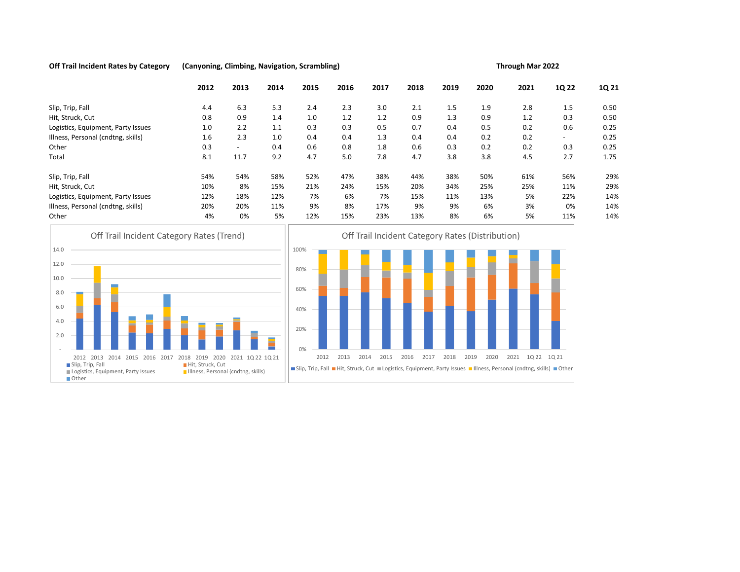**Off Trail Incident Rates by Category** **(Canyoning, Climbing, Navigation, Scrambling)** **Through Mar 2022**

| | 2012 | 2013 | 2014 | 2015 | 2016 | 2017 | 2018 | 2019 | 2020 | 2021 | 1Q 22 | 1Q 21 |
|---|---|---|---|---|---|---|---|---|---|---|---|---|
| Slip, Trip, Fall | 4.4 | 6.3 | 5.3 | 2.4 | 2.3 | 3.0 | 2.1 | 1.5 | 1.9 | 2.8 | 1.5 | 0.50 |
| Hit, Struck, Cut | 0.8 | 0.9 | 1.4 | 1.0 | 1.2 | 1.2 | 0.9 | 1.3 | 0.9 | 1.2 | 0.3 | 0.50 |
| Logistics, Equipment, Party Issues | 1.0 | 2.2 | 1.1 | 0.3 | 0.3 | 0.5 | 0.7 | 0.4 | 0.5 | 0.2 | 0.6 | 0.25 |
| Illness, Personal (cndtng, skills) | 1.6 | 2.3 | 1.0 | 0.4 | 0.4 | 1.3 | 0.4 | 0.4 | 0.2 | 0.2 | - | 0.25 |
| Other | 0.3 | - | 0.4 | 0.6 | 0.8 | 1.8 | 0.6 | 0.3 | 0.2 | 0.2 | 0.3 | 0.25 |
| Total | 8.1 | 11.7 | 9.2 | 4.7 | 5.0 | 7.8 | 4.7 | 3.8 | 3.8 | 4.5 | 2.7 | 1.75 |
| | | | | | | | | | | | | |
| Slip, Trip, Fall | 54% | 54% | 58% | 52% | 47% | 38% | 44% | 38% | 50% | 61% | 56% | 29% |
| Hit, Struck, Cut | 10% | 8% | 15% | 21% | 24% | 15% | 20% | 34% | 25% | 25% | 11% | 29% |
| Logistics, Equipment, Party Issues | 12% | 18% | 12% | 7% | 6% | 7% | 15% | 11% | 13% | 5% | 22% | 14% |
| Illness, Personal (cndtng, skills) | 20% | 20% | 11% | 9% | 8% | 17% | 9% | 9% | 6% | 3% | 0% | 14% |
| Other | 4% | 0% | 5% | 12% | 15% | 23% | 13% | 8% | 6% | 5% | 11% | 14% |

Off Trail Incident Category Rates (Trend)

Off Trail Incident Category Rates (Distribution)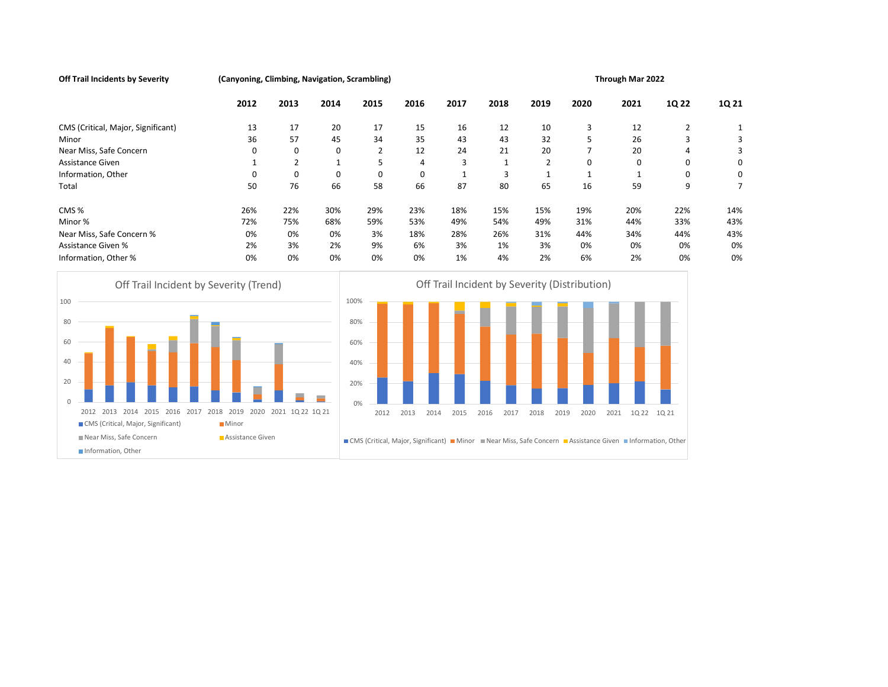**Off Trail Incidents by Severity** **(Canyoning, Climbing, Navigation, Scrambling)** **Through Mar 2022**

| | 2012 | 2013 | 2014 | 2015 | 2016 | 2017 | 2018 | 2019 | 2020 | 2021 | 1Q 22 | 1Q 21 |
|---|---|---|---|---|---|---|---|---|---|---|---|---|
| CMS (Critical, Major, Significant) | 13 | 17 | 20 | 17 | 15 | 16 | 12 | 10 | 3 | 12 | 2 | 1 |
| Minor | 36 | 57 | 45 | 34 | 35 | 43 | 43 | 32 | 5 | 26 | 3 | 3 |
| Near Miss, Safe Concern | 0 | 0 | 0 | 2 | 12 | 24 | 21 | 20 | 7 | 20 | 4 | 3 |
| Assistance Given | 1 | 2 | 1 | 5 | 4 | 3 | 1 | 2 | 0 | 0 | 0 | 0 |
| Information, Other | 0 | 0 | 0 | 0 | 0 | 1 | 3 | 1 | 1 | 1 | 0 | 0 |
| Total | 50 | 76 | 66 | 58 | 66 | 87 | 80 | 65 | 16 | 59 | 9 | 7 |
| | | | | | | | | | | | | |
| CMS % | 26% | 22% | 30% | 29% | 23% | 18% | 15% | 15% | 19% | 20% | 22% | 14% |
| Minor % | 72% | 75% | 68% | 59% | 53% | 49% | 54% | 49% | 31% | 44% | 33% | 43% |
| Near Miss, Safe Concern % | 0% | 0% | 0% | 3% | 18% | 28% | 26% | 31% | 44% | 34% | 44% | 43% |
| Assistance Given % | 2% | 3% | 2% | 9% | 6% | 3% | 1% | 3% | 0% | 0% | 0% | 0% |
| Information, Other % | 0% | 0% | 0% | 0% | 0% | 1% | 4% | 2% | 6% | 2% | 0% | 0% |

Off Trail Incident by Severity (Trend)

Off Trail Incident by Severity (Distribution)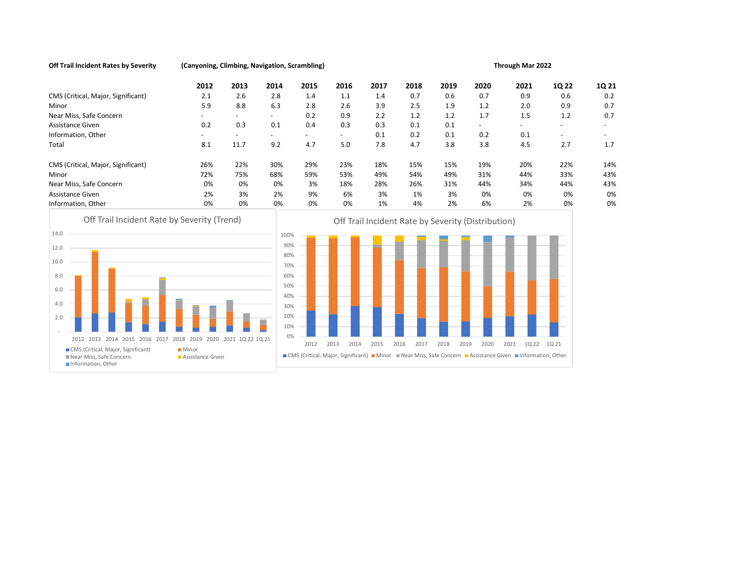**Off Trail Incident Rates by Severity** **(Canyoning, Climbing, Navigation, Scrambling)** **Through Mar 2022**

| | 2012 | 2013 | 2014 | 2015 | 2016 | 2017 | 2018 | 2019 | 2020 | 2021 | 1Q 22 | 1Q 21 |
|---|---|---|---|---|---|---|---|---|---|---|---|---|
| CMS (Critical, Major, Significant) | 2.1 | 2.6 | 2.8 | 1.4 | 1.1 | 1.4 | 0.7 | 0.6 | 0.7 | 0.9 | 0.6 | 0.2 |
| Minor | 5.9 | 8.8 | 6.3 | 2.8 | 2.6 | 3.9 | 2.5 | 1.9 | 1.2 | 2.0 | 0.9 | 0.7 |
| Near Miss, Safe Concern | - | - | - | 0.2 | 0.9 | 2.2 | 1.2 | 1.2 | 1.7 | 1.5 | 1.2 | 0.7 |
| Assistance Given | 0.2 | 0.3 | 0.1 | 0.4 | 0.3 | 0.3 | 0.1 | 0.1 | - | - | - | - |
| Information, Other | - | - | - | - | - | 0.1 | 0.2 | 0.1 | 0.2 | 0.1 | - | - |
| Total | 8.1 | 11.7 | 9.2 | 4.7 | 5.0 | 7.8 | 4.7 | 3.8 | 3.8 | 4.5 | 2.7 | 1.7 |
| | | | | | | | | | | | | |
| CMS (Critical, Major, Significant) | 26% | 22% | 30% | 29% | 23% | 18% | 15% | 15% | 19% | 20% | 22% | 14% |
| Minor | 72% | 75% | 68% | 59% | 53% | 49% | 54% | 49% | 31% | 44% | 33% | 43% |
| Near Miss, Safe Concern | 0% | 0% | 0% | 3% | 18% | 28% | 26% | 31% | 44% | 34% | 44% | 43% |
| Assistance Given | 2% | 3% | 2% | 9% | 6% | 3% | 1% | 3% | 0% | 0% | 0% | 0% |
| Information, Other | 0% | 0% | 0% | 0% | 0% | 1% | 4% | 2% | 6% | 2% | 0% | 0% |

Off Trail Incident Rate by Severity (Trend)

14.0
12.0
10.0
8.0
6.0
4.0
2.0
-

2012 2013 2014 2015 2016 2017 2018 2019 2020 2021 1Q 22 1Q 21

CMS (Critical, Major, Significant) Minor Near Miss, Safe Concern Assistance Given Information, Other

Off Trail Incident Rate by Severity (Distribution)

100%
90%
80%
70%
60%
50%
40%
30%
20%
10%
0%

2012 2013 2014 2015 2016 2017 2018 2019 2020 2021 1Q 22 1Q 21

CMS (Critical, Major, Significant) Minor Near Miss, Safe Concern Assistance Given Information, Other